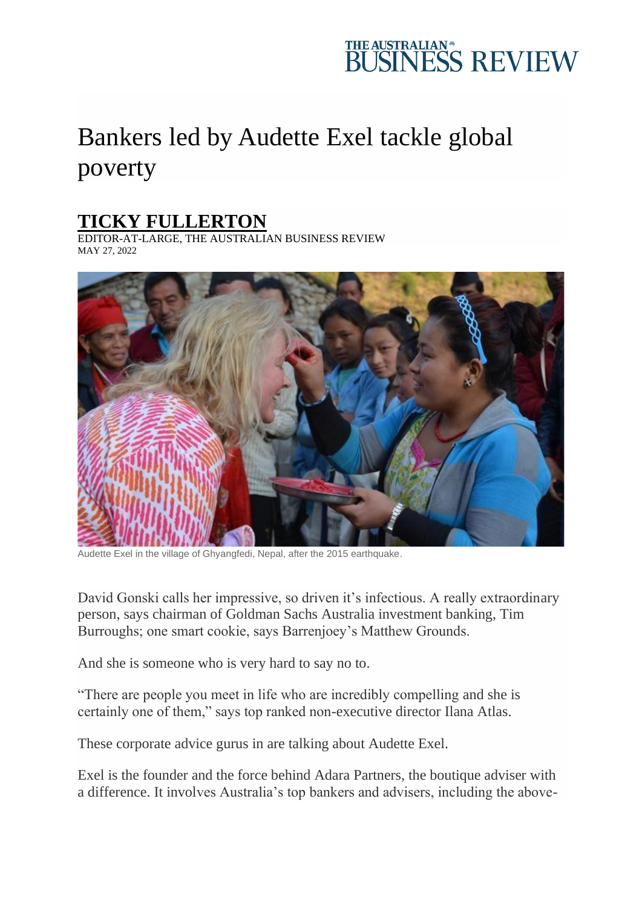# Bankers led by Audette Exel tackle global poverty

**TICKY FULLERTON**

EDITOR-AT-LARGE, THE AUSTRALIAN BUSINESS REVIEW

MAY 27, 2022

Audette Exel in the village of Ghyangfedi, Nepal, after the 2015 earthquake.

David Gonski calls her impressive, so driven it's infectious. A really extraordinary person, says chairman of Goldman Sachs Australia investment banking, Tim Burroughs; one smart cookie, says Barrenjoey's Matthew Grounds.

And she is someone who is very hard to say no to.

"There are people you meet in life who are incredibly compelling and she is certainly one of them," says top ranked non-executive director Ilana Atlas.

These corporate advice gurus in are talking about Audette Exel.

Exel is the founder and the force behind Adara Partners, the boutique adviser with a difference. It involves Australia's top bankers and advisers, including the above-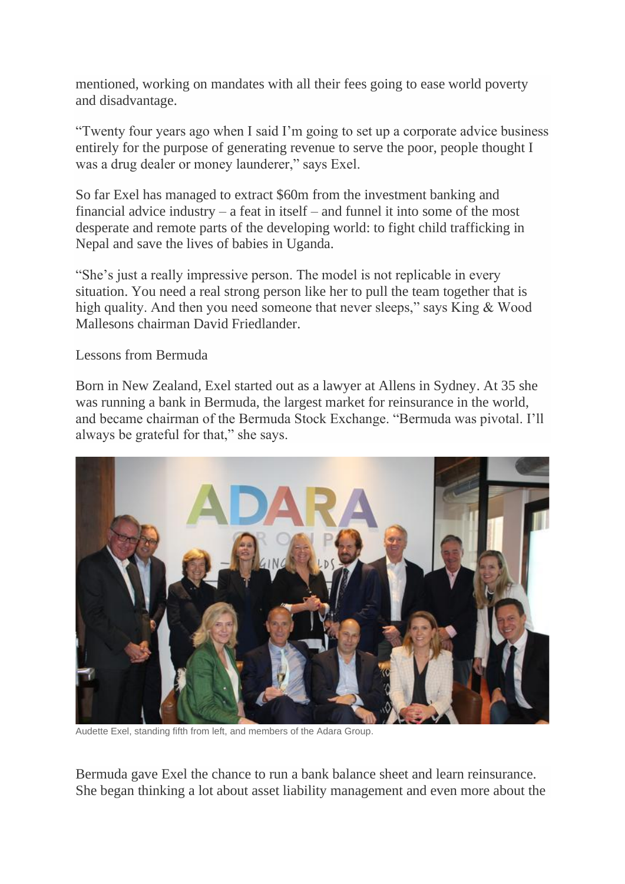mentioned, working on mandates with all their fees going to ease world poverty and disadvantage.

"Twenty four years ago when I said I'm going to set up a corporate advice business entirely for the purpose of generating revenue to serve the poor, people thought I was a drug dealer or money launderer," says Exel.

So far Exel has managed to extract $60m from the investment banking and financial advice industry – a feat in itself – and funnel it into some of the most desperate and remote parts of the developing world: to fight child trafficking in Nepal and save the lives of babies in Uganda.

"She's just a really impressive person. The model is not replicable in every situation. You need a real strong person like her to pull the team together that is high quality. And then you need someone that never sleeps," says King & Wood Mallesons chairman David Friedlander.

## Lessons from Bermuda

Born in New Zealand, Exel started out as a lawyer at Allens in Sydney. At 35 she was running a bank in Bermuda, the largest market for reinsurance in the world, and became chairman of the Bermuda Stock Exchange. "Bermuda was pivotal. I'll always be grateful for that," she says.

Audette Exel, standing fifth from left, and members of the Adara Group.

Bermuda gave Exel the chance to run a bank balance sheet and learn reinsurance. She began thinking a lot about asset liability management and even more about the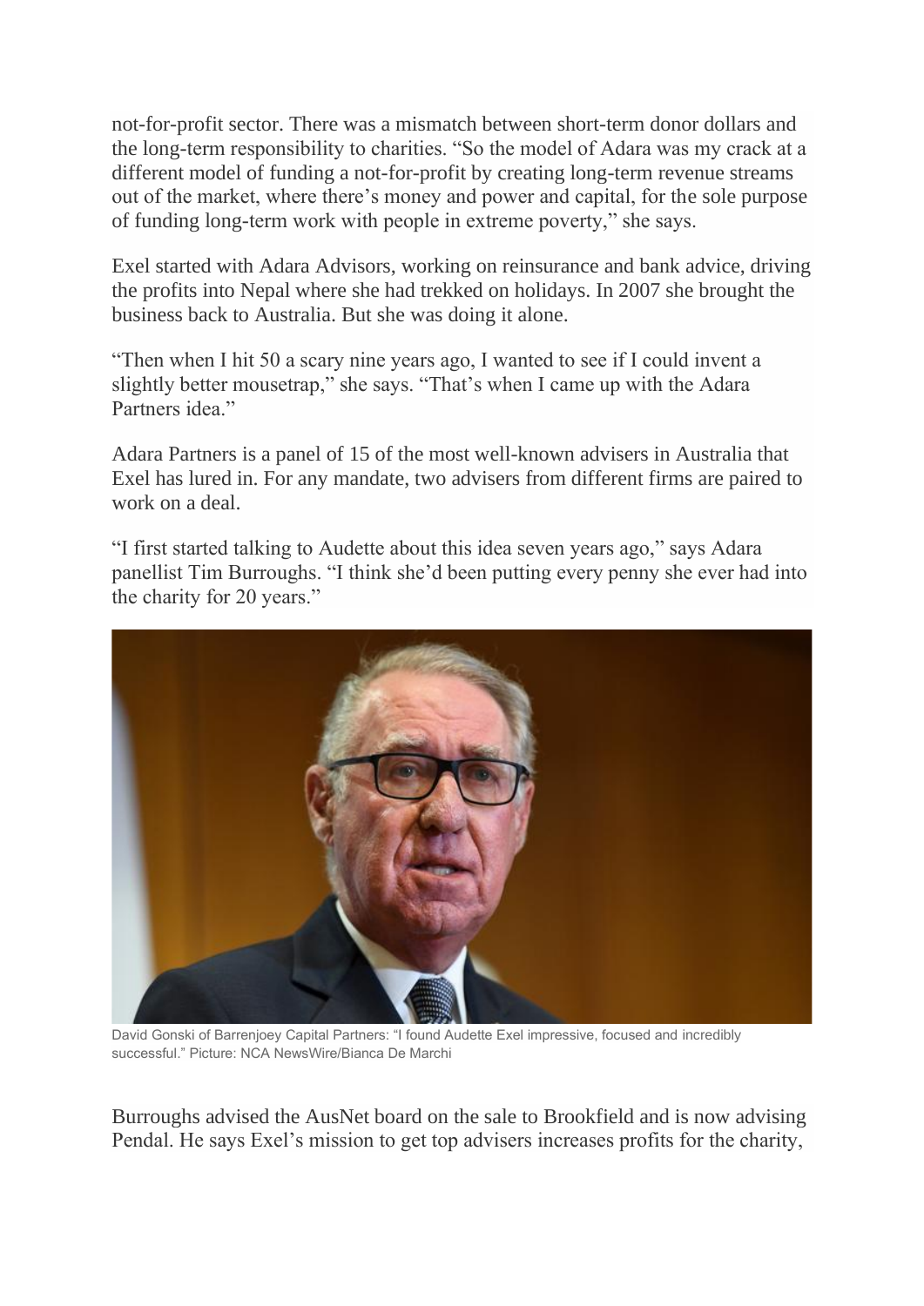not-for-profit sector. There was a mismatch between short-term donor dollars and the long-term responsibility to charities. "So the model of Adara was my crack at a different model of funding a not-for-profit by creating long-term revenue streams out of the market, where there's money and power and capital, for the sole purpose of funding long-term work with people in extreme poverty," she says.

Exel started with Adara Advisors, working on reinsurance and bank advice, driving the profits into Nepal where she had trekked on holidays. In 2007 she brought the business back to Australia. But she was doing it alone.

"Then when I hit 50 a scary nine years ago, I wanted to see if I could invent a slightly better mousetrap," she says. "That's when I came up with the Adara Partners idea."

Adara Partners is a panel of 15 of the most well-known advisers in Australia that Exel has lured in. For any mandate, two advisers from different firms are paired to work on a deal.

"I first started talking to Audette about this idea seven years ago," says Adara panellist Tim Burroughs. "I think she'd been putting every penny she ever had into the charity for 20 years."

David Gonski of Barrenjoey Capital Partners: "I found Audette Exel impressive, focused and incredibly successful." Picture: NCA NewsWire/Bianca De Marchi

Burroughs advised the AusNet board on the sale to Brookfield and is now advising Pendal. He says Exel's mission to get top advisers increases profits for the charity,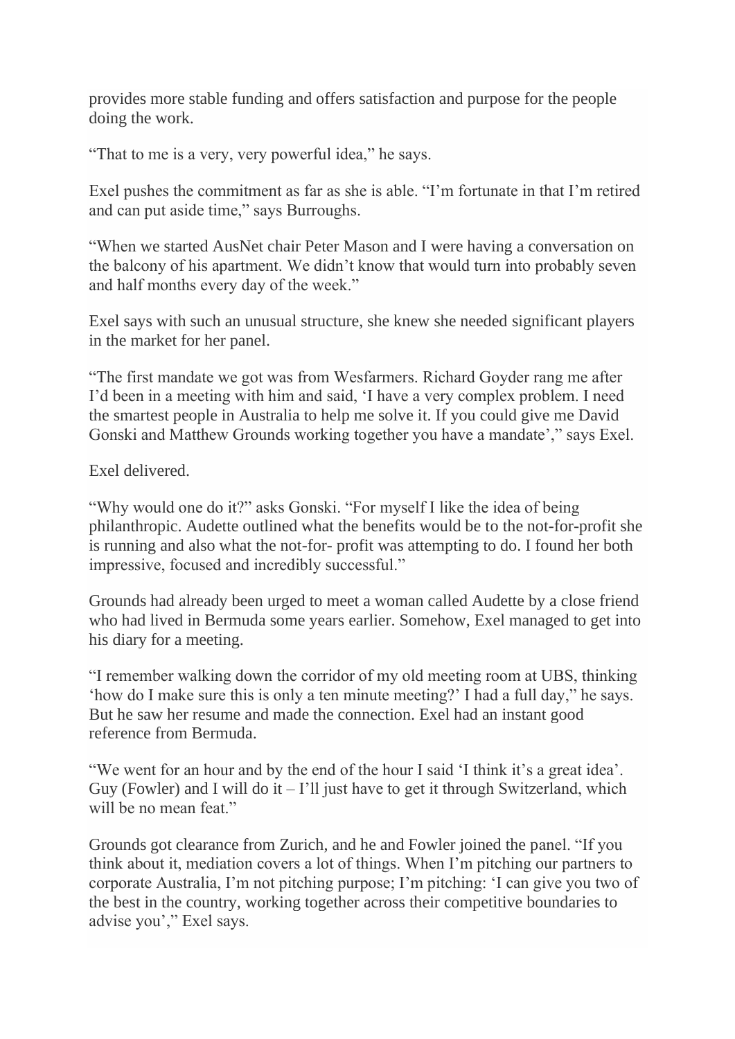provides more stable funding and offers satisfaction and purpose for the people doing the work.

“That to me is a very, very powerful idea,” he says.

Exel pushes the commitment as far as she is able. “I’m fortunate in that I’m retired and can put aside time,” says Burroughs.

“When we started AusNet chair Peter Mason and I were having a conversation on the balcony of his apartment. We didn’t know that would turn into probably seven and half months every day of the week.”

Exel says with such an unusual structure, she knew she needed significant players in the market for her panel.

“The first mandate we got was from Wesfarmers. Richard Goyder rang me after I’d been in a meeting with him and said, ‘I have a very complex problem. I need the smartest people in Australia to help me solve it. If you could give me David Gonski and Matthew Grounds working together you have a mandate’,” says Exel.

Exel delivered.

“Why would one do it?” asks Gonski. “For myself I like the idea of being philanthropic. Audette outlined what the benefits would be to the not-for-profit she is running and also what the not-for- profit was attempting to do. I found her both impressive, focused and incredibly successful.”

Grounds had already been urged to meet a woman called Audette by a close friend who had lived in Bermuda some years earlier. Somehow, Exel managed to get into his diary for a meeting.

“I remember walking down the corridor of my old meeting room at UBS, thinking ‘how do I make sure this is only a ten minute meeting?’ I had a full day,” he says. But he saw her resume and made the connection. Exel had an instant good reference from Bermuda.

“We went for an hour and by the end of the hour I said ‘I think it’s a great idea’. Guy (Fowler) and I will do it – I’ll just have to get it through Switzerland, which will be no mean feat.”

Grounds got clearance from Zurich, and he and Fowler joined the panel. “If you think about it, mediation covers a lot of things. When I’m pitching our partners to corporate Australia, I’m not pitching purpose; I’m pitching: ‘I can give you two of the best in the country, working together across their competitive boundaries to advise you’,” Exel says.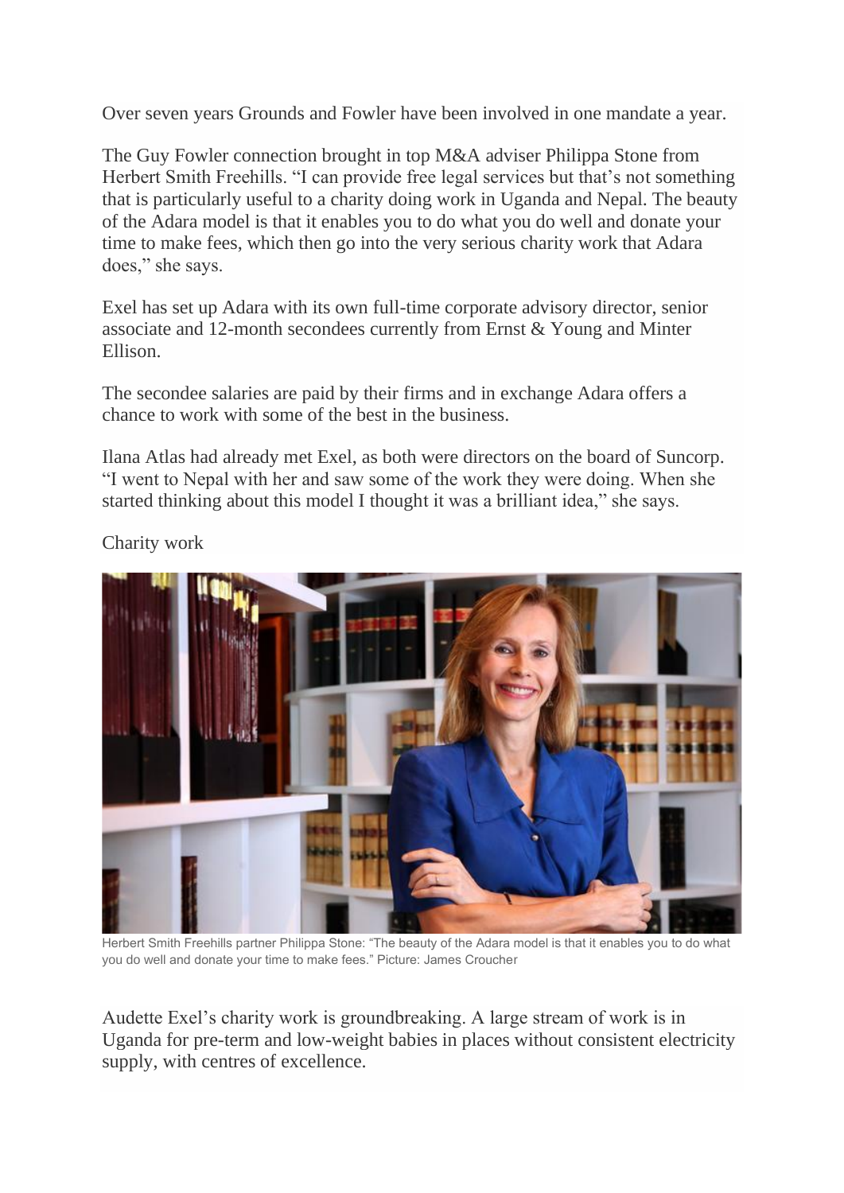Over seven years Grounds and Fowler have been involved in one mandate a year.

The Guy Fowler connection brought in top M&A adviser Philippa Stone from Herbert Smith Freehills. "I can provide free legal services but that's not something that is particularly useful to a charity doing work in Uganda and Nepal. The beauty of the Adara model is that it enables you to do what you do well and donate your time to make fees, which then go into the very serious charity work that Adara does," she says.

Exel has set up Adara with its own full-time corporate advisory director, senior associate and 12-month secondees currently from Ernst & Young and Minter Ellison.

The secondee salaries are paid by their firms and in exchange Adara offers a chance to work with some of the best in the business.

Ilana Atlas had already met Exel, as both were directors on the board of Suncorp. "I went to Nepal with her and saw some of the work they were doing. When she started thinking about this model I thought it was a brilliant idea," she says.

## Charity work

Herbert Smith Freehills partner Philippa Stone: "The beauty of the Adara model is that it enables you to do what you do well and donate your time to make fees." Picture: James Croucher

Audette Exel's charity work is groundbreaking. A large stream of work is in Uganda for pre-term and low-weight babies in places without consistent electricity supply, with centres of excellence.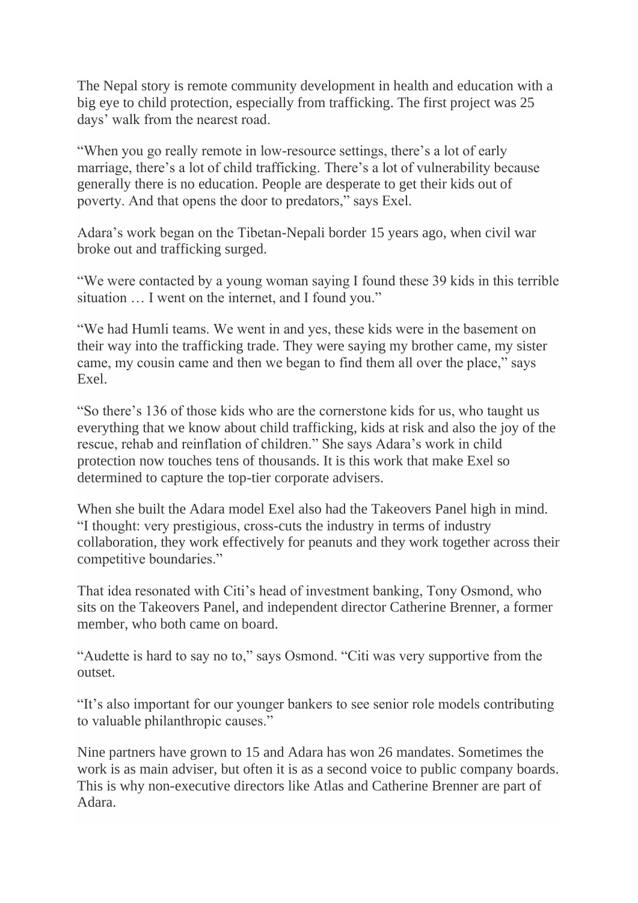The Nepal story is remote community development in health and education with a big eye to child protection, especially from trafficking. The first project was 25 days' walk from the nearest road.

"When you go really remote in low-resource settings, there's a lot of early marriage, there's a lot of child trafficking. There's a lot of vulnerability because generally there is no education. People are desperate to get their kids out of poverty. And that opens the door to predators," says Exel.

Adara's work began on the Tibetan-Nepali border 15 years ago, when civil war broke out and trafficking surged.

"We were contacted by a young woman saying I found these 39 kids in this terrible situation … I went on the internet, and I found you."

"We had Humli teams. We went in and yes, these kids were in the basement on their way into the trafficking trade. They were saying my brother came, my sister came, my cousin came and then we began to find them all over the place," says Exel.

"So there's 136 of those kids who are the cornerstone kids for us, who taught us everything that we know about child trafficking, kids at risk and also the joy of the rescue, rehab and reinflation of children." She says Adara's work in child protection now touches tens of thousands. It is this work that make Exel so determined to capture the top-tier corporate advisers.

When she built the Adara model Exel also had the Takeovers Panel high in mind. "I thought: very prestigious, cross-cuts the industry in terms of industry collaboration, they work effectively for peanuts and they work together across their competitive boundaries."

That idea resonated with Citi's head of investment banking, Tony Osmond, who sits on the Takeovers Panel, and independent director Catherine Brenner, a former member, who both came on board.

"Audette is hard to say no to," says Osmond. "Citi was very supportive from the outset.

"It's also important for our younger bankers to see senior role models contributing to valuable philanthropic causes."

Nine partners have grown to 15 and Adara has won 26 mandates. Sometimes the work is as main adviser, but often it is as a second voice to public company boards. This is why non-executive directors like Atlas and Catherine Brenner are part of Adara.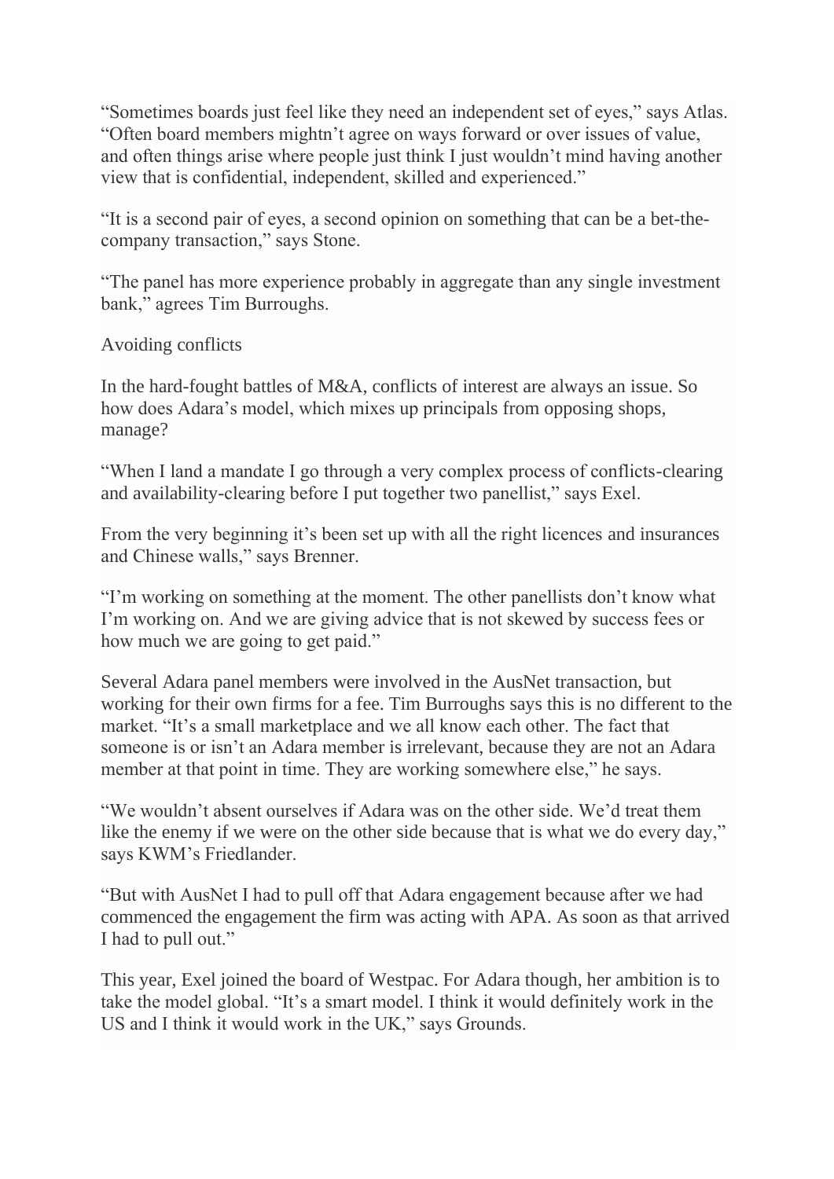"Sometimes boards just feel like they need an independent set of eyes," says Atlas. "Often board members mightn't agree on ways forward or over issues of value, and often things arise where people just think I just wouldn't mind having another view that is confidential, independent, skilled and experienced."

"It is a second pair of eyes, a second opinion on something that can be a bet-the-company transaction," says Stone.

"The panel has more experience probably in aggregate than any single investment bank," agrees Tim Burroughs.

## Avoiding conflicts

In the hard-fought battles of M&A, conflicts of interest are always an issue. So how does Adara's model, which mixes up principals from opposing shops, manage?

"When I land a mandate I go through a very complex process of conflicts-clearing and availability-clearing before I put together two panellist," says Exel.

From the very beginning it's been set up with all the right licences and insurances and Chinese walls," says Brenner.

"I'm working on something at the moment. The other panellists don't know what I'm working on. And we are giving advice that is not skewed by success fees or how much we are going to get paid."

Several Adara panel members were involved in the AusNet transaction, but working for their own firms for a fee. Tim Burroughs says this is no different to the market. "It's a small marketplace and we all know each other. The fact that someone is or isn't an Adara member is irrelevant, because they are not an Adara member at that point in time. They are working somewhere else," he says.

"We wouldn't absent ourselves if Adara was on the other side. We'd treat them like the enemy if we were on the other side because that is what we do every day," says KWM's Friedlander.

"But with AusNet I had to pull off that Adara engagement because after we had commenced the engagement the firm was acting with APA. As soon as that arrived I had to pull out."

This year, Exel joined the board of Westpac. For Adara though, her ambition is to take the model global. "It's a smart model. I think it would definitely work in the US and I think it would work in the UK," says Grounds.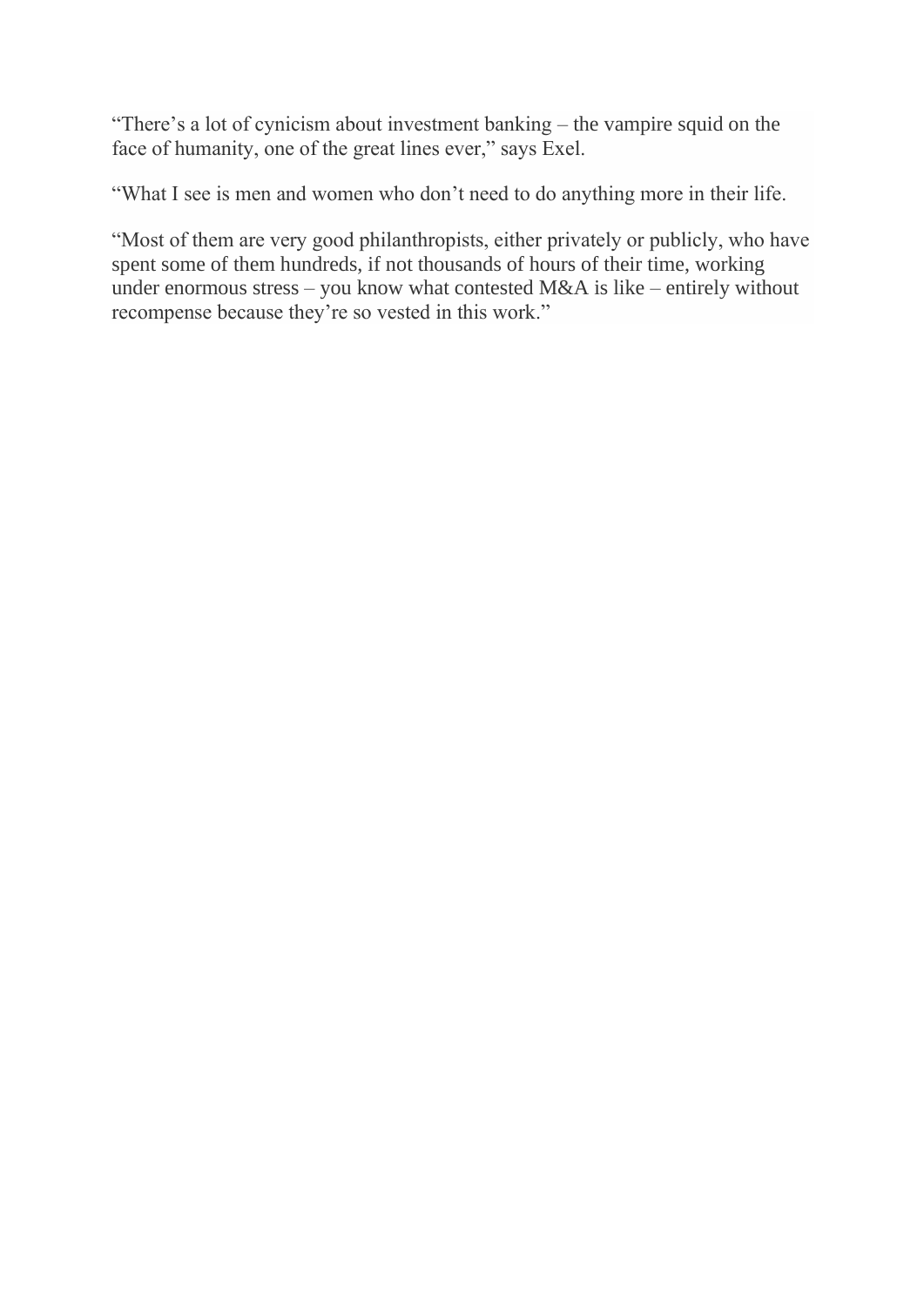"There's a lot of cynicism about investment banking – the vampire squid on the face of humanity, one of the great lines ever," says Exel.

"What I see is men and women who don't need to do anything more in their life.

"Most of them are very good philanthropists, either privately or publicly, who have spent some of them hundreds, if not thousands of hours of their time, working under enormous stress – you know what contested M&A is like – entirely without recompense because they're so vested in this work."